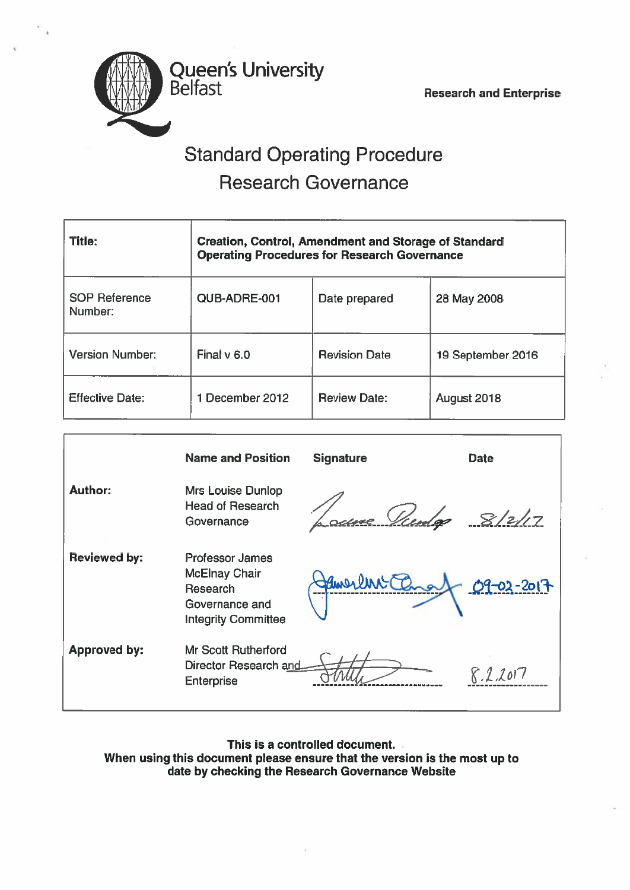Queen's University Belfast

Research and Enterprise

# Standard Operating Procedure
# Research Governance

| Title: | Creation, Control, Amendment and Storage of Standard Operating Procedures for Research Governance | | |
|---|---|---|---|
| SOP Reference Number: | QUB-ADRE-001 | Date prepared | 28 May 2008 |
| Version Number: | Final v 6.0 | Revision Date | 19 September 2016 |
| Effective Date: | 1 December 2012 | Review Date: | August 2018 |

| | Name and Position | Signature | Date |
|---|---|---|---|
| **Author:** | Mrs Louise Dunlop Head of Research Governance | Louise Dunlop | 8/2/17 |
| **Reviewed by:** | Professor James McElnay Chair Research Governance and Integrity Committee | James McElnay | 09-02-2017 |
| **Approved by:** | Mr Scott Rutherford Director Research and Enterprise | S Rutherford | 8.2.2017 |

**This is a controlled document.**
**When using this document please ensure that the version is the most up to date by checking the Research Governance Website**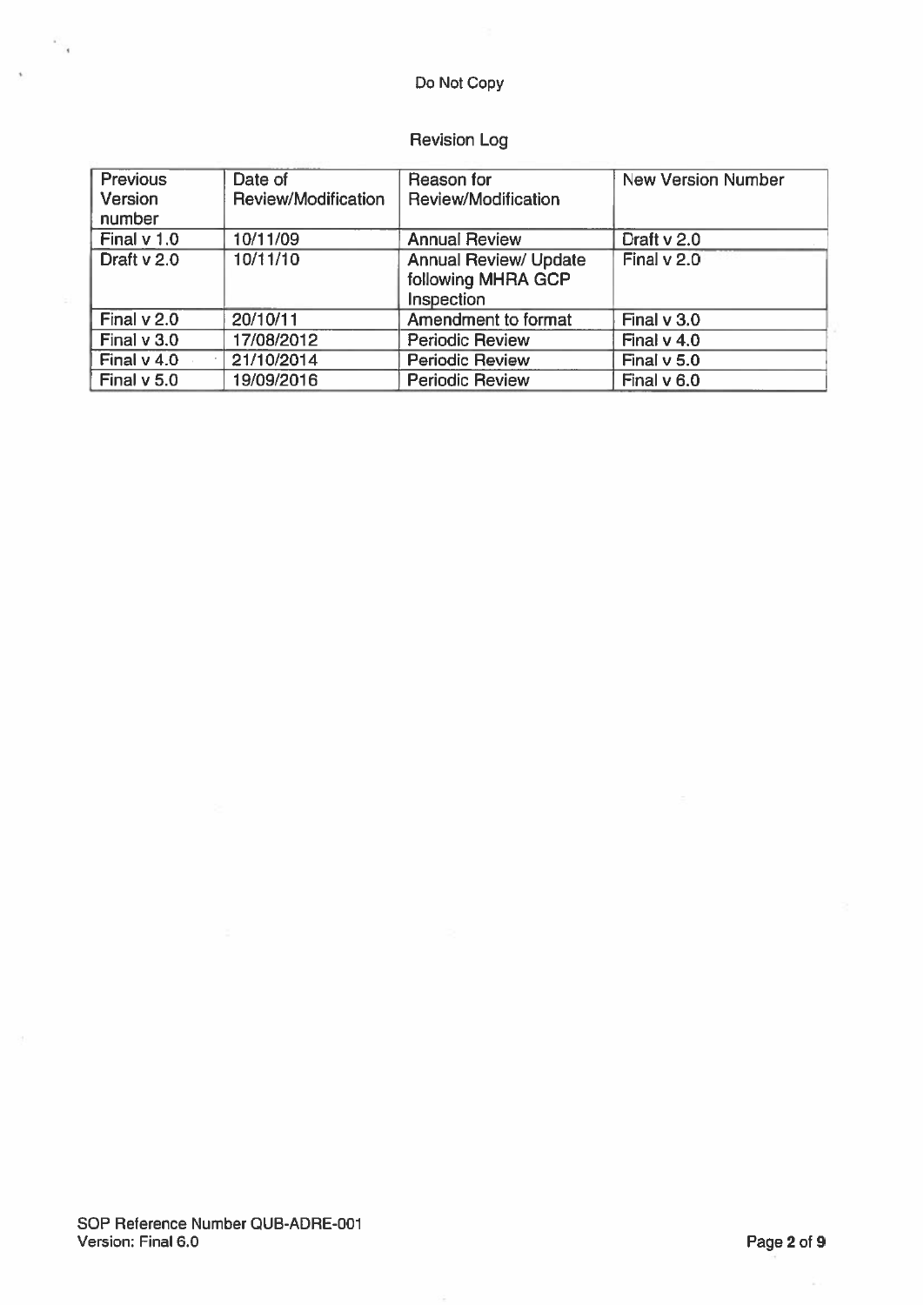# Revision Log

| Previous Version number | Date of Review/Modification | Reason for Review/Modification | New Version Number |
|---|---|---|---|
| Final v 1.0 | 10/11/09 | Annual Review | Draft v 2.0 |
| Draft v 2.0 | 10/11/10 | Annual Review/ Update following MHRA GCP Inspection | Final v 2.0 |
| Final v 2.0 | 20/10/11 | Amendment to format | Final v 3.0 |
| Final v 3.0 | 17/08/2012 | Periodic Review | Final v 4.0 |
| Final v 4.0 | 21/10/2014 | Periodic Review | Final v 5.0 |
| Final v 5.0 | 19/09/2016 | Periodic Review | Final v 6.0 |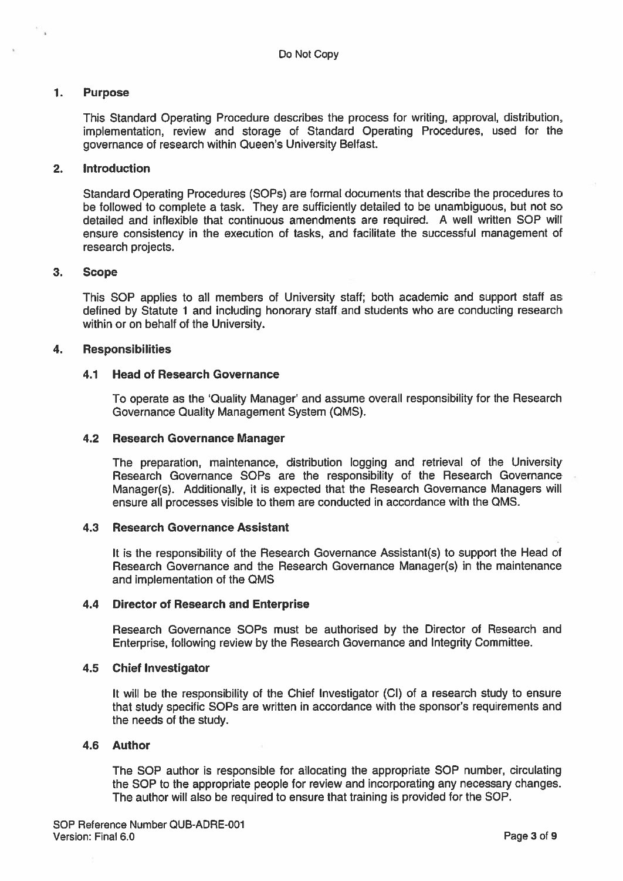## 1. Purpose

This Standard Operating Procedure describes the process for writing, approval, distribution, implementation, review and storage of Standard Operating Procedures, used for the governance of research within Queen's University Belfast.

## 2. Introduction

Standard Operating Procedures (SOPs) are formal documents that describe the procedures to be followed to complete a task. They are sufficiently detailed to be unambiguous, but not so detailed and inflexible that continuous amendments are required. A well written SOP will ensure consistency in the execution of tasks, and facilitate the successful management of research projects.

## 3. Scope

This SOP applies to all members of University staff; both academic and support staff as defined by Statute 1 and including honorary staff and students who are conducting research within or on behalf of the University.

## 4. Responsibilities

### 4.1 Head of Research Governance

To operate as the 'Quality Manager' and assume overall responsibility for the Research Governance Quality Management System (QMS).

### 4.2 Research Governance Manager

The preparation, maintenance, distribution logging and retrieval of the University Research Governance SOPs are the responsibility of the Research Governance Manager(s). Additionally, it is expected that the Research Governance Managers will ensure all processes visible to them are conducted in accordance with the QMS.

### 4.3 Research Governance Assistant

It is the responsibility of the Research Governance Assistant(s) to support the Head of Research Governance and the Research Governance Manager(s) in the maintenance and implementation of the QMS

### 4.4 Director of Research and Enterprise

Research Governance SOPs must be authorised by the Director of Research and Enterprise, following review by the Research Governance and Integrity Committee.

### 4.5 Chief Investigator

It will be the responsibility of the Chief Investigator (CI) of a research study to ensure that study specific SOPs are written in accordance with the sponsor's requirements and the needs of the study.

### 4.6 Author

The SOP author is responsible for allocating the appropriate SOP number, circulating the SOP to the appropriate people for review and incorporating any necessary changes. The author will also be required to ensure that training is provided for the SOP.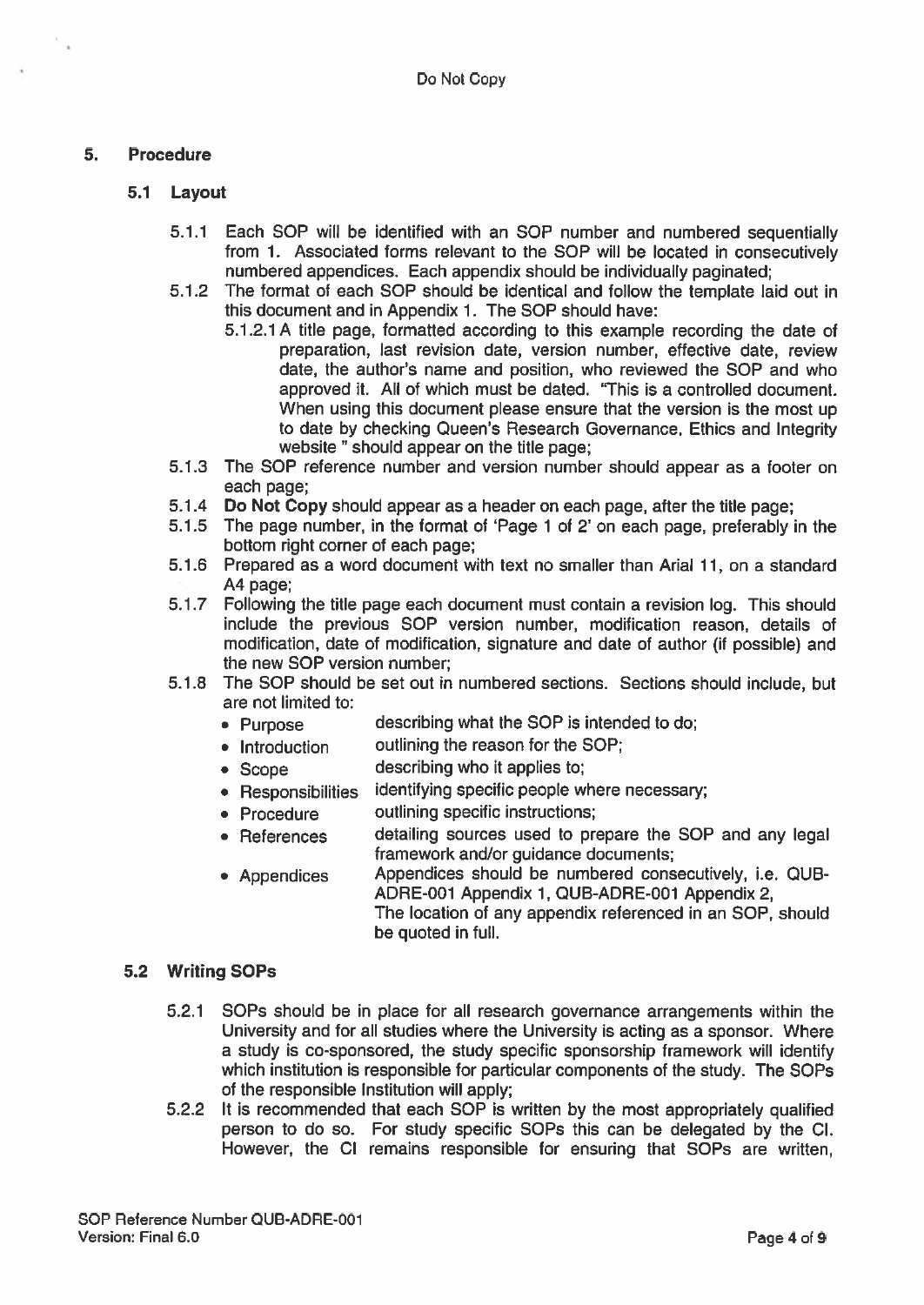## 5. Procedure

### 5.1 Layout

5.1.1 Each SOP will be identified with an SOP number and numbered sequentially from 1. Associated forms relevant to the SOP will be located in consecutively numbered appendices. Each appendix should be individually paginated;

5.1.2 The format of each SOP should be identical and follow the template laid out in this document and in Appendix 1. The SOP should have:

5.1.2.1 A title page, formatted according to this example recording the date of preparation, last revision date, version number, effective date, review date, the author's name and position, who reviewed the SOP and who approved it. All of which must be dated. "This is a controlled document. When using this document please ensure that the version is the most up to date by checking Queen's Research Governance, Ethics and Integrity website " should appear on the title page;

5.1.3 The SOP reference number and version number should appear as a footer on each page;

5.1.4 **Do Not Copy** should appear as a header on each page, after the title page;

5.1.5 The page number, in the format of 'Page 1 of 2' on each page, preferably in the bottom right corner of each page;

5.1.6 Prepared as a word document with text no smaller than Arial 11, on a standard A4 page;

5.1.7 Following the title page each document must contain a revision log. This should include the previous SOP version number, modification reason, details of modification, date of modification, signature and date of author (if possible) and the new SOP version number;

5.1.8 The SOP should be set out in numbered sections. Sections should include, but are not limited to:

- Purpose — describing what the SOP is intended to do;
- Introduction — outlining the reason for the SOP;
- Scope — describing who it applies to;
- Responsibilities — identifying specific people where necessary;
- Procedure — outlining specific instructions;
- References — detailing sources used to prepare the SOP and any legal framework and/or guidance documents;
- Appendices — Appendices should be numbered consecutively, i.e. QUB-ADRE-001 Appendix 1, QUB-ADRE-001 Appendix 2, The location of any appendix referenced in an SOP, should be quoted in full.

### 5.2 Writing SOPs

5.2.1 SOPs should be in place for all research governance arrangements within the University and for all studies where the University is acting as a sponsor. Where a study is co-sponsored, the study specific sponsorship framework will identify which institution is responsible for particular components of the study. The SOPs of the responsible Institution will apply;

5.2.2 It is recommended that each SOP is written by the most appropriately qualified person to do so. For study specific SOPs this can be delegated by the CI. However, the CI remains responsible for ensuring that SOPs are written,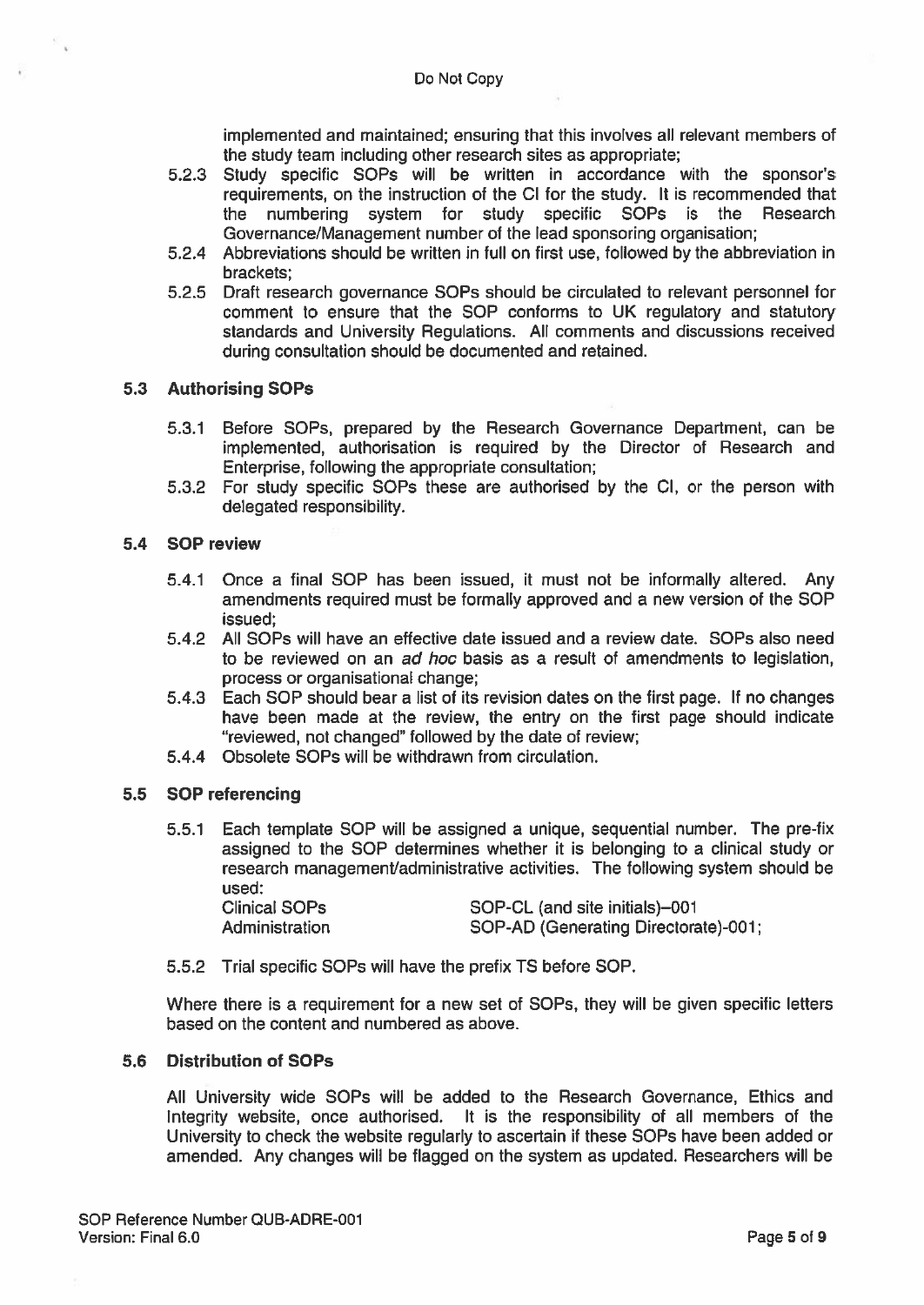implemented and maintained; ensuring that this involves all relevant members of the study team including other research sites as appropriate;

5.2.3 Study specific SOPs will be written in accordance with the sponsor's requirements, on the instruction of the CI for the study. It is recommended that the numbering system for study specific SOPs is the Research Governance/Management number of the lead sponsoring organisation;

5.2.4 Abbreviations should be written in full on first use, followed by the abbreviation in brackets;

5.2.5 Draft research governance SOPs should be circulated to relevant personnel for comment to ensure that the SOP conforms to UK regulatory and statutory standards and University Regulations. All comments and discussions received during consultation should be documented and retained.

### 5.3 Authorising SOPs

5.3.1 Before SOPs, prepared by the Research Governance Department, can be implemented, authorisation is required by the Director of Research and Enterprise, following the appropriate consultation;

5.3.2 For study specific SOPs these are authorised by the CI, or the person with delegated responsibility.

### 5.4 SOP review

5.4.1 Once a final SOP has been issued, it must not be informally altered. Any amendments required must be formally approved and a new version of the SOP issued;

5.4.2 All SOPs will have an effective date issued and a review date. SOPs also need to be reviewed on an *ad hoc* basis as a result of amendments to legislation, process or organisational change;

5.4.3 Each SOP should bear a list of its revision dates on the first page. If no changes have been made at the review, the entry on the first page should indicate "reviewed, not changed" followed by the date of review;

5.4.4 Obsolete SOPs will be withdrawn from circulation.

### 5.5 SOP referencing

5.5.1 Each template SOP will be assigned a unique, sequential number. The pre-fix assigned to the SOP determines whether it is belonging to a clinical study or research management/administrative activities. The following system should be used:

| | |
|---|---|
| Clinical SOPs | SOP-CL (and site initials)–001 |
| Administration | SOP-AD (Generating Directorate)-001; |

5.5.2 Trial specific SOPs will have the prefix TS before SOP.

Where there is a requirement for a new set of SOPs, they will be given specific letters based on the content and numbered as above.

### 5.6 Distribution of SOPs

All University wide SOPs will be added to the Research Governance, Ethics and Integrity website, once authorised. It is the responsibility of all members of the University to check the website regularly to ascertain if these SOPs have been added or amended. Any changes will be flagged on the system as updated. Researchers will be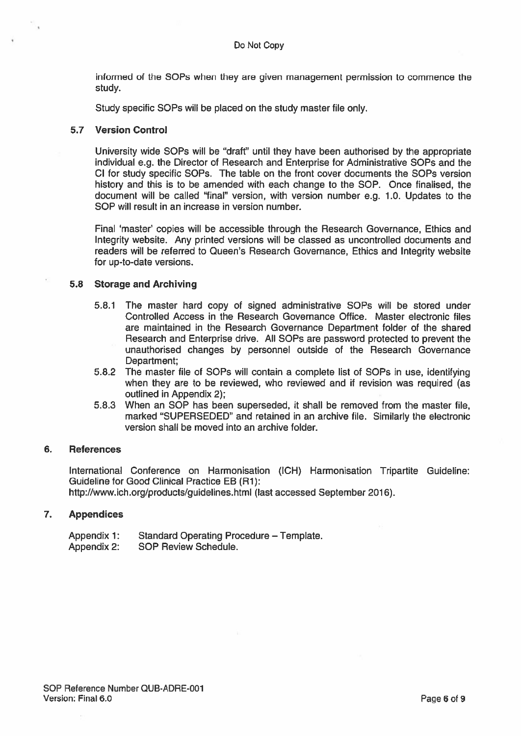informed of the SOPs when they are given management permission to commence the study.

Study specific SOPs will be placed on the study master file only.

### 5.7 Version Control

University wide SOPs will be "draft" until they have been authorised by the appropriate individual e.g. the Director of Research and Enterprise for Administrative SOPs and the CI for study specific SOPs. The table on the front cover documents the SOPs version history and this is to be amended with each change to the SOP. Once finalised, the document will be called "final" version, with version number e.g. 1.0. Updates to the SOP will result in an increase in version number.

Final 'master' copies will be accessible through the Research Governance, Ethics and Integrity website. Any printed versions will be classed as uncontrolled documents and readers will be referred to Queen's Research Governance, Ethics and Integrity website for up-to-date versions.

### 5.8 Storage and Archiving

5.8.1 The master hard copy of signed administrative SOPs will be stored under Controlled Access in the Research Governance Office. Master electronic files are maintained in the Research Governance Department folder of the shared Research and Enterprise drive. All SOPs are password protected to prevent the unauthorised changes by personnel outside of the Research Governance Department;

5.8.2 The master file of SOPs will contain a complete list of SOPs in use, identifying when they are to be reviewed, who reviewed and if revision was required (as outlined in Appendix 2);

5.8.3 When an SOP has been superseded, it shall be removed from the master file, marked "SUPERSEDED" and retained in an archive file. Similarly the electronic version shall be moved into an archive folder.

## 6. References

International Conference on Harmonisation (ICH) Harmonisation Tripartite Guideline: Guideline for Good Clinical Practice EB (R1):
http://www.ich.org/products/guidelines.html (last accessed September 2016).

## 7. Appendices

Appendix 1: Standard Operating Procedure – Template.
Appendix 2: SOP Review Schedule.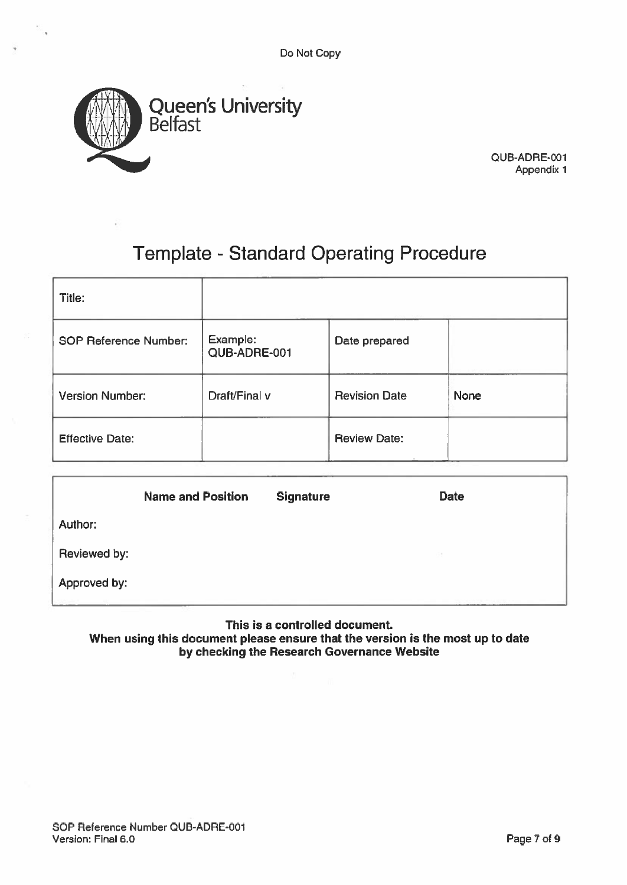Do Not Copy

Queen's University Belfast

QUB-ADRE-001
Appendix 1

# Template - Standard Operating Procedure

| Title: | | | |
|---|---|---|---|
| SOP Reference Number: | Example: QUB-ADRE-001 | Date prepared | |
| Version Number: | Draft/Final v | Revision Date | None |
| Effective Date: | | Review Date: | |

| | Name and Position | Signature | Date |
|---|---|---|---|
| Author: | | | |
| Reviewed by: | | | |
| Approved by: | | | |

**This is a controlled document.**
**When using this document please ensure that the version is the most up to date by checking the Research Governance Website**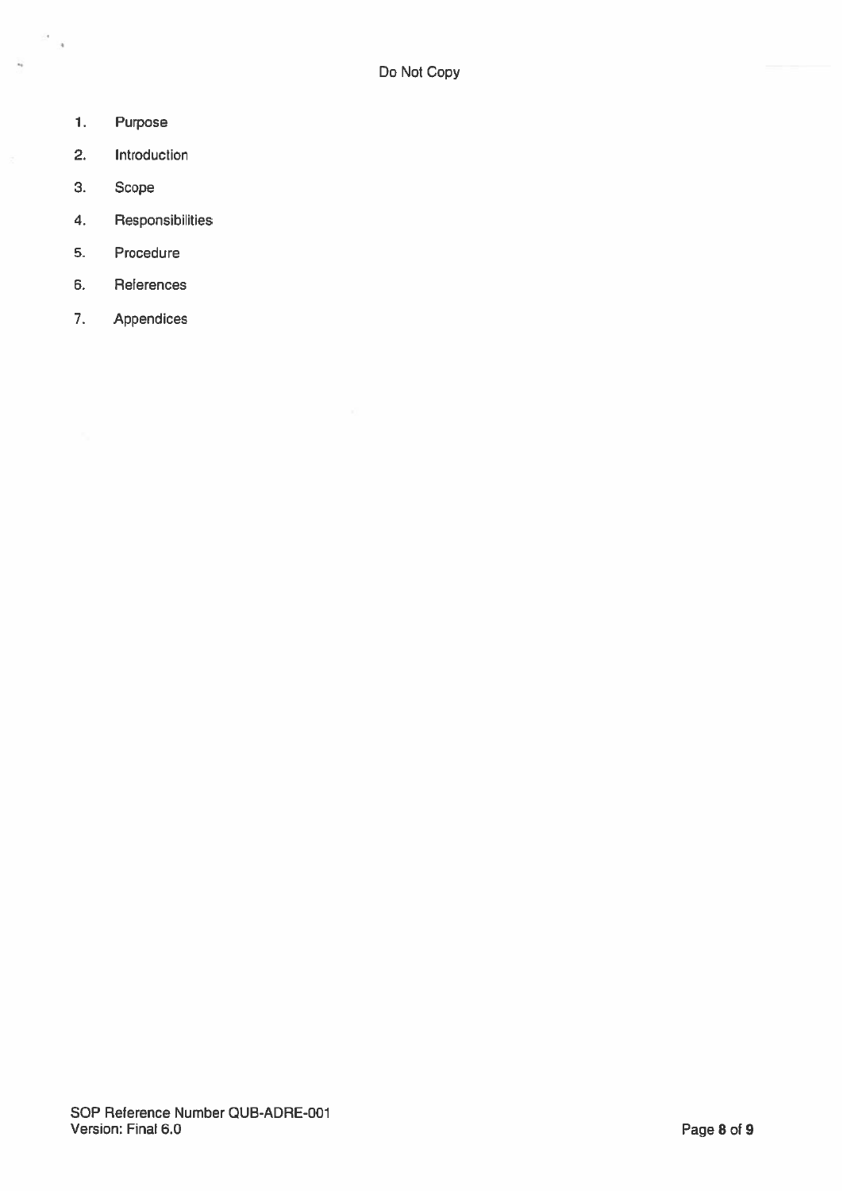1. Purpose
2. Introduction
3. Scope
4. Responsibilities
5. Procedure
6. References
7. Appendices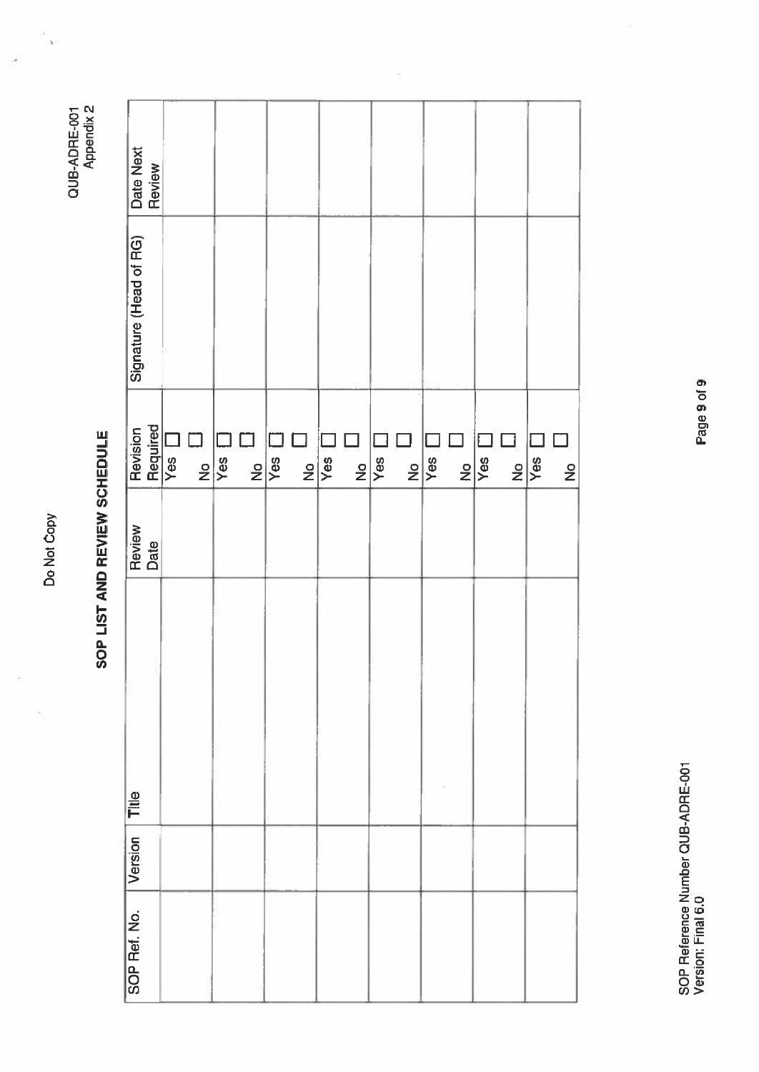Do Not Copy

QUB-ADRE-001
Appendix 2

## SOP LIST AND REVIEW SCHEDULE

| SOP Ref. No. | Version | Title | Review Date | Revision Required | Signature (Head of RG) | Date Next Review |
|---|---|---|---|---|---|---|
| | | | | Yes ☐ No ☐ | | |
| | | | | Yes ☐ No ☐ | | |
| | | | | Yes ☐ No ☐ | | |
| | | | | Yes ☐ No ☐ | | |
| | | | | Yes ☐ No ☐ | | |
| | | | | Yes ☐ No ☐ | | |
| | | | | Yes ☐ No ☐ | | |
| | | | | Yes ☐ No ☐ | | |

SOP Reference Number QUB-ADRE-001
Version: Final 6.0